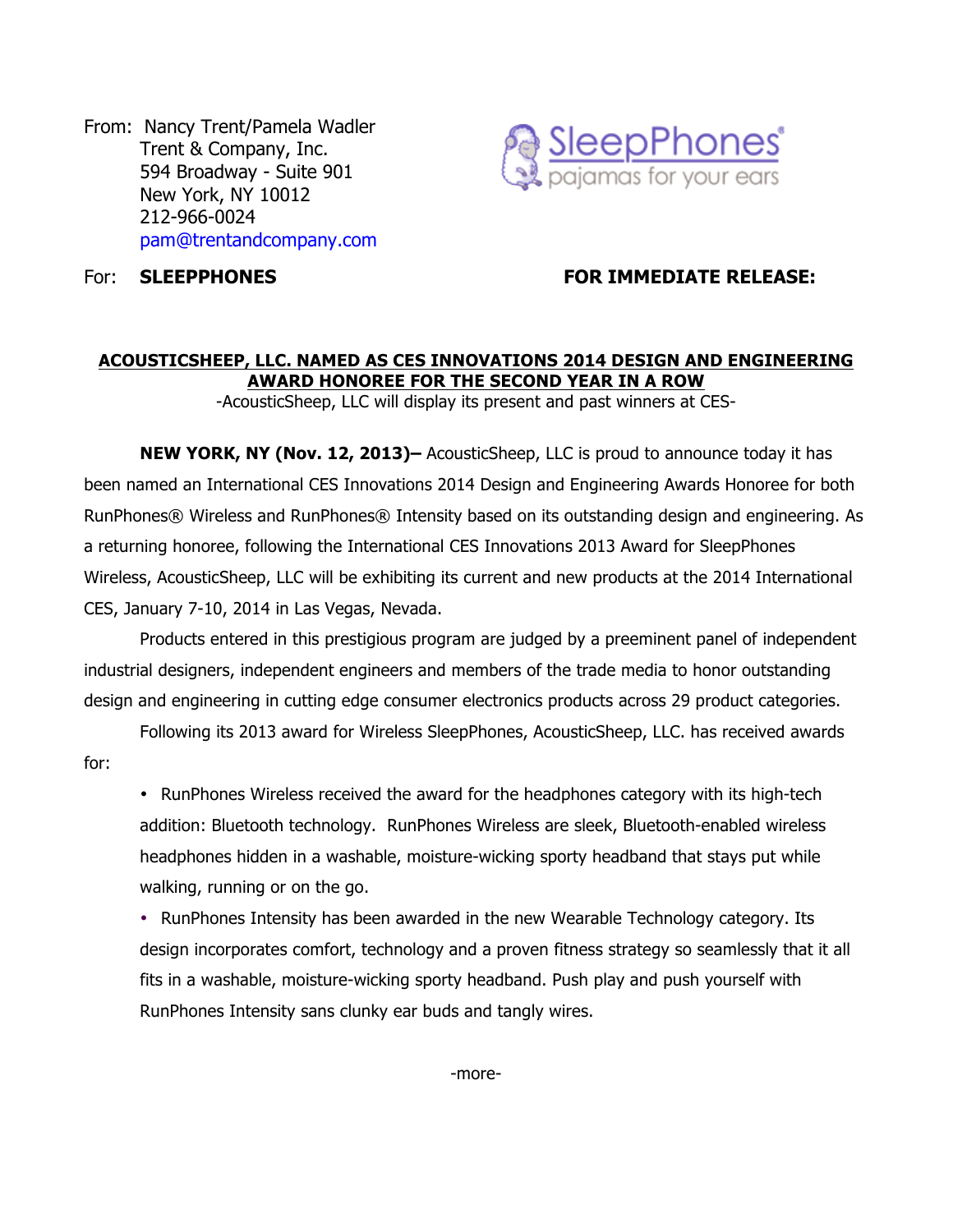From: Nancy Trent/Pamela Wadler
Trent & Company, Inc.
594 Broadway - Suite 901
New York, NY 10012
212-966-0024
pam@trentandcompany.com

SleepPhones® pajamas for your ears

For: **SLEEPPHONES** **FOR IMMEDIATE RELEASE:**

## ACOUSTICSHEEP, LLC. NAMED AS CES INNOVATIONS 2014 DESIGN AND ENGINEERING AWARD HONOREE FOR THE SECOND YEAR IN A ROW

-AcousticSheep, LLC will display its present and past winners at CES-

**NEW YORK, NY (Nov. 12, 2013)–** AcousticSheep, LLC is proud to announce today it has been named an International CES Innovations 2014 Design and Engineering Awards Honoree for both RunPhones® Wireless and RunPhones® Intensity based on its outstanding design and engineering. As a returning honoree, following the International CES Innovations 2013 Award for SleepPhones Wireless, AcousticSheep, LLC will be exhibiting its current and new products at the 2014 International CES, January 7-10, 2014 in Las Vegas, Nevada.

Products entered in this prestigious program are judged by a preeminent panel of independent industrial designers, independent engineers and members of the trade media to honor outstanding design and engineering in cutting edge consumer electronics products across 29 product categories.

Following its 2013 award for Wireless SleepPhones, AcousticSheep, LLC. has received awards for:

- RunPhones Wireless received the award for the headphones category with its high-tech addition: Bluetooth technology. RunPhones Wireless are sleek, Bluetooth-enabled wireless headphones hidden in a washable, moisture-wicking sporty headband that stays put while walking, running or on the go.
- RunPhones Intensity has been awarded in the new Wearable Technology category. Its design incorporates comfort, technology and a proven fitness strategy so seamlessly that it all fits in a washable, moisture-wicking sporty headband. Push play and push yourself with RunPhones Intensity sans clunky ear buds and tangly wires.

-more-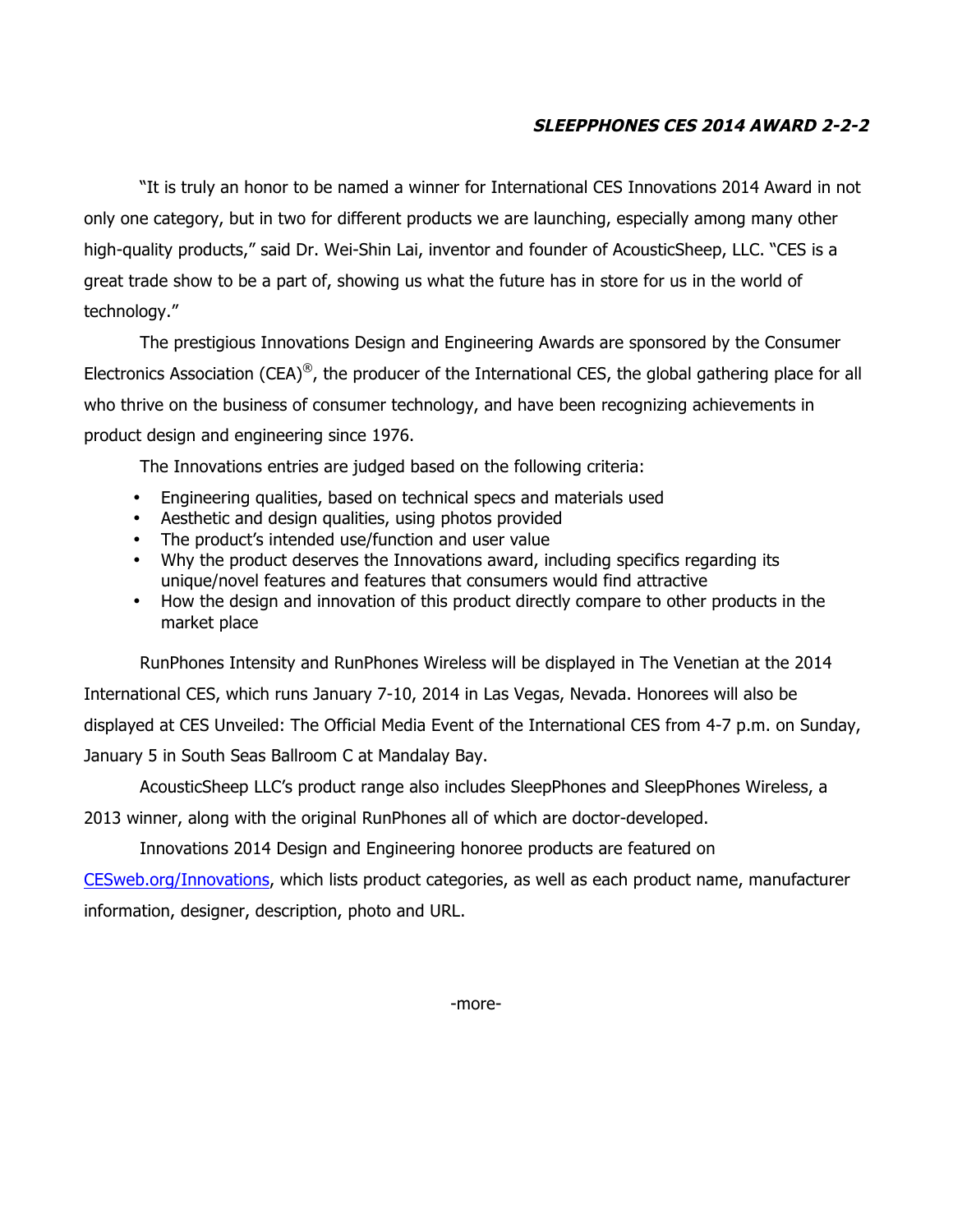"It is truly an honor to be named a winner for International CES Innovations 2014 Award in not only one category, but in two for different products we are launching, especially among many other high-quality products," said Dr. Wei-Shin Lai, inventor and founder of AcousticSheep, LLC. "CES is a great trade show to be a part of, showing us what the future has in store for us in the world of technology."

The prestigious Innovations Design and Engineering Awards are sponsored by the Consumer Electronics Association (CEA)®, the producer of the International CES, the global gathering place for all who thrive on the business of consumer technology, and have been recognizing achievements in product design and engineering since 1976.

The Innovations entries are judged based on the following criteria:

- Engineering qualities, based on technical specs and materials used
- Aesthetic and design qualities, using photos provided
- The product's intended use/function and user value
- Why the product deserves the Innovations award, including specifics regarding its unique/novel features and features that consumers would find attractive
- How the design and innovation of this product directly compare to other products in the market place

RunPhones Intensity and RunPhones Wireless will be displayed in The Venetian at the 2014 International CES, which runs January 7-10, 2014 in Las Vegas, Nevada. Honorees will also be displayed at CES Unveiled: The Official Media Event of the International CES from 4-7 p.m. on Sunday, January 5 in South Seas Ballroom C at Mandalay Bay.

AcousticSheep LLC's product range also includes SleepPhones and SleepPhones Wireless, a 2013 winner, along with the original RunPhones all of which are doctor-developed.

Innovations 2014 Design and Engineering honoree products are featured on [CESweb.org/Innovations](CESweb.org/Innovations), which lists product categories, as well as each product name, manufacturer information, designer, description, photo and URL.

-more-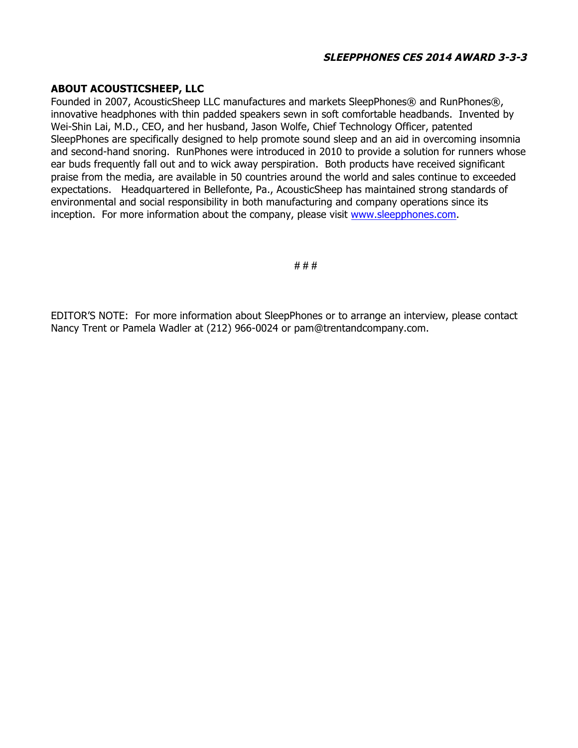## ABOUT ACOUSTICSHEEP, LLC

Founded in 2007, AcousticSheep LLC manufactures and markets SleepPhones® and RunPhones®, innovative headphones with thin padded speakers sewn in soft comfortable headbands. Invented by Wei-Shin Lai, M.D., CEO, and her husband, Jason Wolfe, Chief Technology Officer, patented SleepPhones are specifically designed to help promote sound sleep and an aid in overcoming insomnia and second-hand snoring. RunPhones were introduced in 2010 to provide a solution for runners whose ear buds frequently fall out and to wick away perspiration. Both products have received significant praise from the media, are available in 50 countries around the world and sales continue to exceeded expectations. Headquartered in Bellefonte, Pa., AcousticSheep has maintained strong standards of environmental and social responsibility in both manufacturing and company operations since its inception. For more information about the company, please visit www.sleepphones.com.

# # #

EDITOR'S NOTE: For more information about SleepPhones or to arrange an interview, please contact Nancy Trent or Pamela Wadler at (212) 966-0024 or pam@trentandcompany.com.